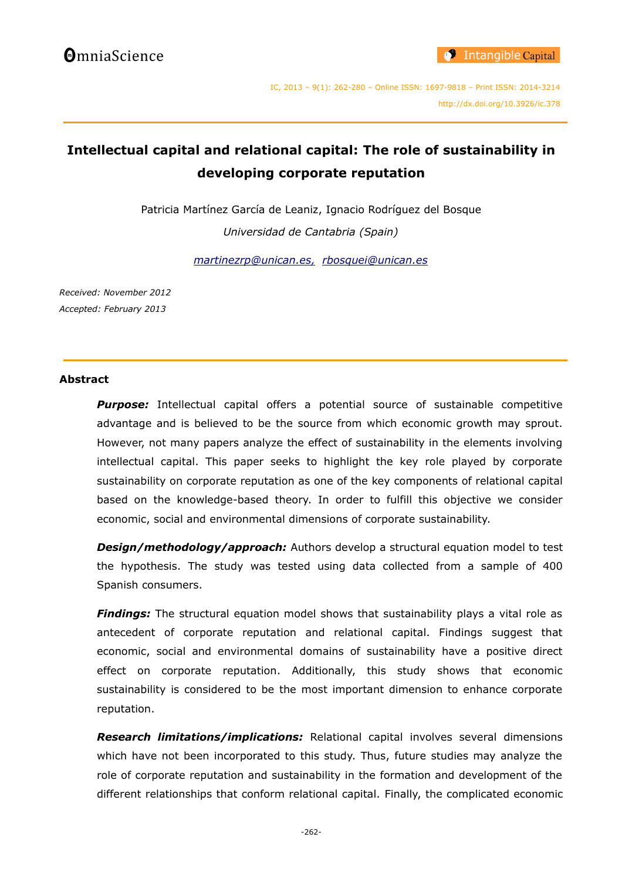# Intellectual capital and relational capital: The role of sustainability in developing corporate reputation

Patricia Martínez García de Leaniz, Ignacio Rodríguez del Bosque

*Universidad de Cantabria (Spain)*

martinezrp@unican.es, rbosquei@unican.es

*Received: November 2012*
*Accepted: February 2013*

## Abstract

***Purpose:*** Intellectual capital offers a potential source of sustainable competitive advantage and is believed to be the source from which economic growth may sprout. However, not many papers analyze the effect of sustainability in the elements involving intellectual capital. This paper seeks to highlight the key role played by corporate sustainability on corporate reputation as one of the key components of relational capital based on the knowledge-based theory. In order to fulfill this objective we consider economic, social and environmental dimensions of corporate sustainability.

***Design/methodology/approach:*** Authors develop a structural equation model to test the hypothesis. The study was tested using data collected from a sample of 400 Spanish consumers.

***Findings:*** The structural equation model shows that sustainability plays a vital role as antecedent of corporate reputation and relational capital. Findings suggest that economic, social and environmental domains of sustainability have a positive direct effect on corporate reputation. Additionally, this study shows that economic sustainability is considered to be the most important dimension to enhance corporate reputation.

***Research limitations/implications:*** Relational capital involves several dimensions which have not been incorporated to this study. Thus, future studies may analyze the role of corporate reputation and sustainability in the formation and development of the different relationships that conform relational capital. Finally, the complicated economic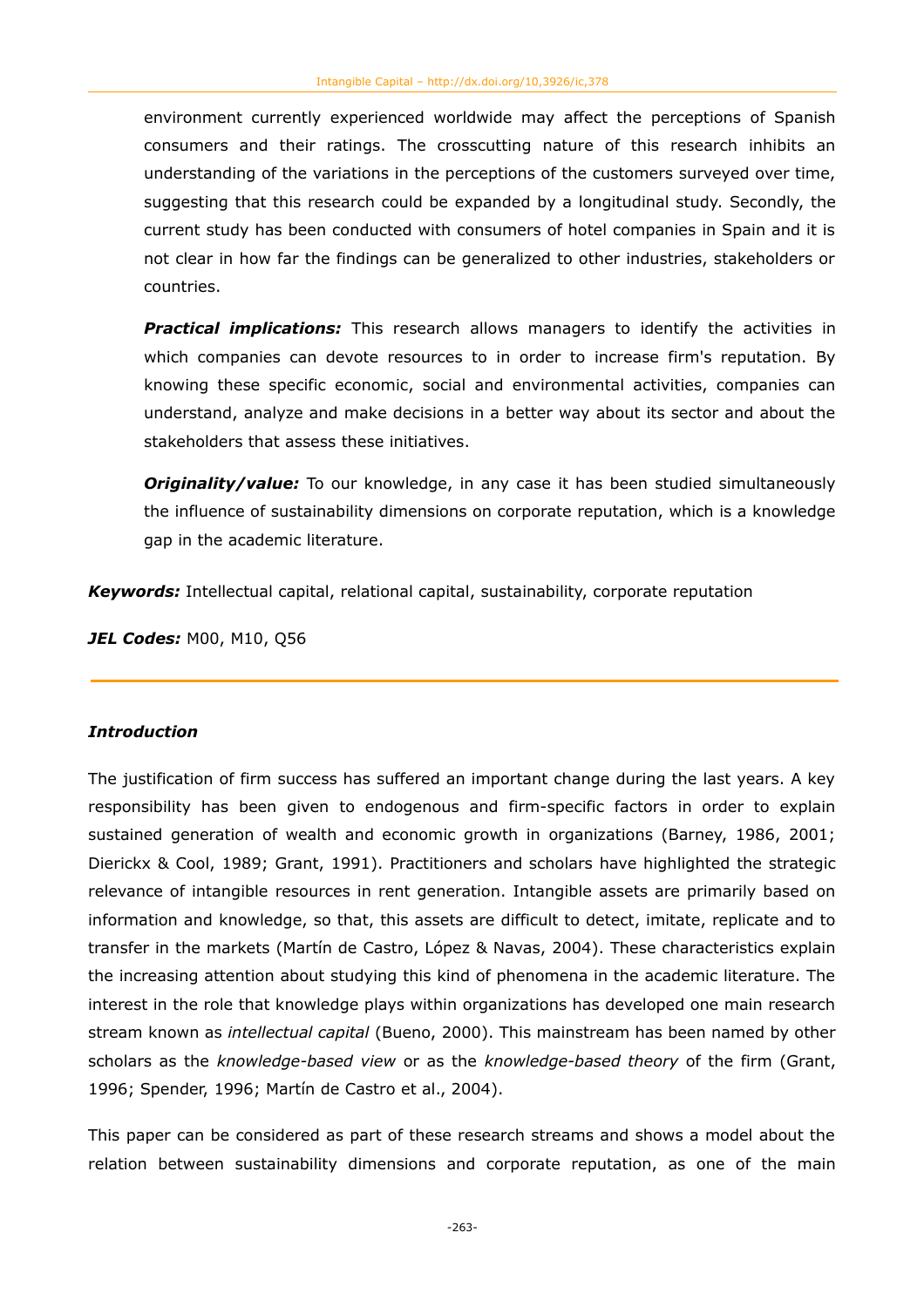environment currently experienced worldwide may affect the perceptions of Spanish consumers and their ratings. The crosscutting nature of this research inhibits an understanding of the variations in the perceptions of the customers surveyed over time, suggesting that this research could be expanded by a longitudinal study. Secondly, the current study has been conducted with consumers of hotel companies in Spain and it is not clear in how far the findings can be generalized to other industries, stakeholders or countries.

***Practical implications:*** This research allows managers to identify the activities in which companies can devote resources to in order to increase firm's reputation. By knowing these specific economic, social and environmental activities, companies can understand, analyze and make decisions in a better way about its sector and about the stakeholders that assess these initiatives.

***Originality/value:*** To our knowledge, in any case it has been studied simultaneously the influence of sustainability dimensions on corporate reputation, which is a knowledge gap in the academic literature.

***Keywords:*** Intellectual capital, relational capital, sustainability, corporate reputation

***JEL Codes:*** M00, M10, Q56

---

## *Introduction*

The justification of firm success has suffered an important change during the last years. A key responsibility has been given to endogenous and firm-specific factors in order to explain sustained generation of wealth and economic growth in organizations (Barney, 1986, 2001; Dierickx & Cool, 1989; Grant, 1991). Practitioners and scholars have highlighted the strategic relevance of intangible resources in rent generation. Intangible assets are primarily based on information and knowledge, so that, this assets are difficult to detect, imitate, replicate and to transfer in the markets (Martín de Castro, López & Navas, 2004). These characteristics explain the increasing attention about studying this kind of phenomena in the academic literature. The interest in the role that knowledge plays within organizations has developed one main research stream known as *intellectual capital* (Bueno, 2000). This mainstream has been named by other scholars as the *knowledge-based view* or as the *knowledge-based theory* of the firm (Grant, 1996; Spender, 1996; Martín de Castro et al., 2004).

This paper can be considered as part of these research streams and shows a model about the relation between sustainability dimensions and corporate reputation, as one of the main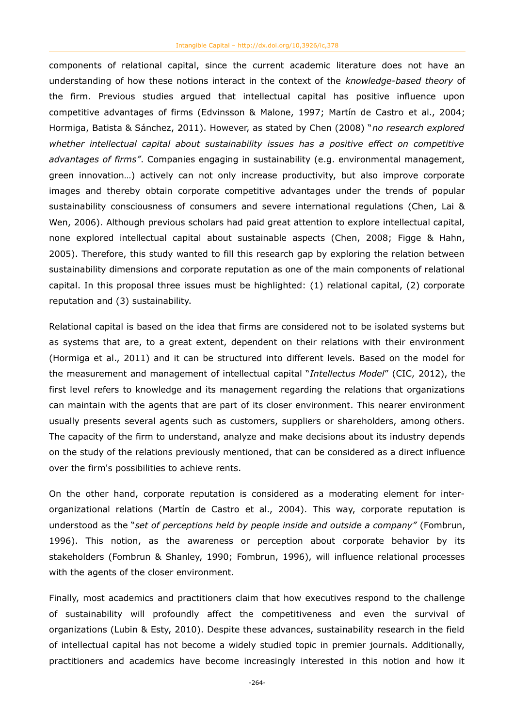components of relational capital, since the current academic literature does not have an understanding of how these notions interact in the context of the *knowledge-based theory* of the firm. Previous studies argued that intellectual capital has positive influence upon competitive advantages of firms (Edvinsson & Malone, 1997; Martín de Castro et al., 2004; Hormiga, Batista & Sánchez, 2011). However, as stated by Chen (2008) "*no research explored whether intellectual capital about sustainability issues has a positive effect on competitive advantages of firms"*. Companies engaging in sustainability (e.g. environmental management, green innovation…) actively can not only increase productivity, but also improve corporate images and thereby obtain corporate competitive advantages under the trends of popular sustainability consciousness of consumers and severe international regulations (Chen, Lai & Wen, 2006). Although previous scholars had paid great attention to explore intellectual capital, none explored intellectual capital about sustainable aspects (Chen, 2008; Figge & Hahn, 2005). Therefore, this study wanted to fill this research gap by exploring the relation between sustainability dimensions and corporate reputation as one of the main components of relational capital. In this proposal three issues must be highlighted: (1) relational capital, (2) corporate reputation and (3) sustainability.

Relational capital is based on the idea that firms are considered not to be isolated systems but as systems that are, to a great extent, dependent on their relations with their environment (Hormiga et al., 2011) and it can be structured into different levels. Based on the model for the measurement and management of intellectual capital "*Intellectus Model*" (CIC, 2012), the first level refers to knowledge and its management regarding the relations that organizations can maintain with the agents that are part of its closer environment. This nearer environment usually presents several agents such as customers, suppliers or shareholders, among others. The capacity of the firm to understand, analyze and make decisions about its industry depends on the study of the relations previously mentioned, that can be considered as a direct influence over the firm's possibilities to achieve rents.

On the other hand, corporate reputation is considered as a moderating element for inter-organizational relations (Martín de Castro et al., 2004). This way, corporate reputation is understood as the "*set of perceptions held by people inside and outside a company"* (Fombrun, 1996). This notion, as the awareness or perception about corporate behavior by its stakeholders (Fombrun & Shanley, 1990; Fombrun, 1996), will influence relational processes with the agents of the closer environment.

Finally, most academics and practitioners claim that how executives respond to the challenge of sustainability will profoundly affect the competitiveness and even the survival of organizations (Lubin & Esty, 2010). Despite these advances, sustainability research in the field of intellectual capital has not become a widely studied topic in premier journals. Additionally, practitioners and academics have become increasingly interested in this notion and how it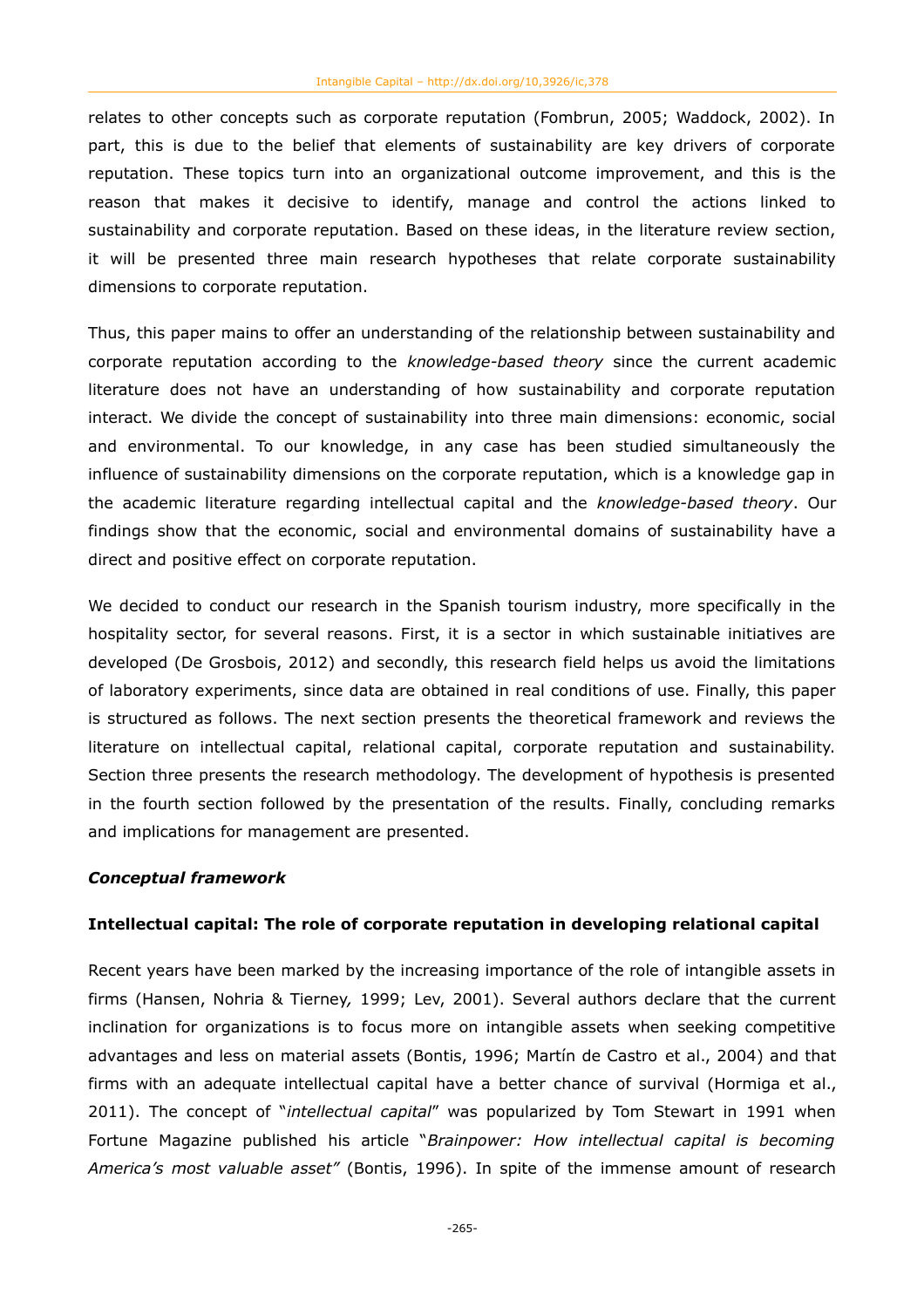relates to other concepts such as corporate reputation (Fombrun, 2005; Waddock, 2002). In part, this is due to the belief that elements of sustainability are key drivers of corporate reputation. These topics turn into an organizational outcome improvement, and this is the reason that makes it decisive to identify, manage and control the actions linked to sustainability and corporate reputation. Based on these ideas, in the literature review section, it will be presented three main research hypotheses that relate corporate sustainability dimensions to corporate reputation.

Thus, this paper mains to offer an understanding of the relationship between sustainability and corporate reputation according to the *knowledge-based theory* since the current academic literature does not have an understanding of how sustainability and corporate reputation interact. We divide the concept of sustainability into three main dimensions: economic, social and environmental. To our knowledge, in any case has been studied simultaneously the influence of sustainability dimensions on the corporate reputation, which is a knowledge gap in the academic literature regarding intellectual capital and the *knowledge-based theory*. Our findings show that the economic, social and environmental domains of sustainability have a direct and positive effect on corporate reputation.

We decided to conduct our research in the Spanish tourism industry, more specifically in the hospitality sector, for several reasons. First, it is a sector in which sustainable initiatives are developed (De Grosbois, 2012) and secondly, this research field helps us avoid the limitations of laboratory experiments, since data are obtained in real conditions of use. Finally, this paper is structured as follows. The next section presents the theoretical framework and reviews the literature on intellectual capital, relational capital, corporate reputation and sustainability. Section three presents the research methodology. The development of hypothesis is presented in the fourth section followed by the presentation of the results. Finally, concluding remarks and implications for management are presented.

## *Conceptual framework*

### Intellectual capital: The role of corporate reputation in developing relational capital

Recent years have been marked by the increasing importance of the role of intangible assets in firms (Hansen, Nohria & Tierney, 1999; Lev, 2001). Several authors declare that the current inclination for organizations is to focus more on intangible assets when seeking competitive advantages and less on material assets (Bontis, 1996; Martín de Castro et al., 2004) and that firms with an adequate intellectual capital have a better chance of survival (Hormiga et al., 2011). The concept of "*intellectual capital*" was popularized by Tom Stewart in 1991 when Fortune Magazine published his article "*Brainpower: How intellectual capital is becoming America's most valuable asset"* (Bontis, 1996). In spite of the immense amount of research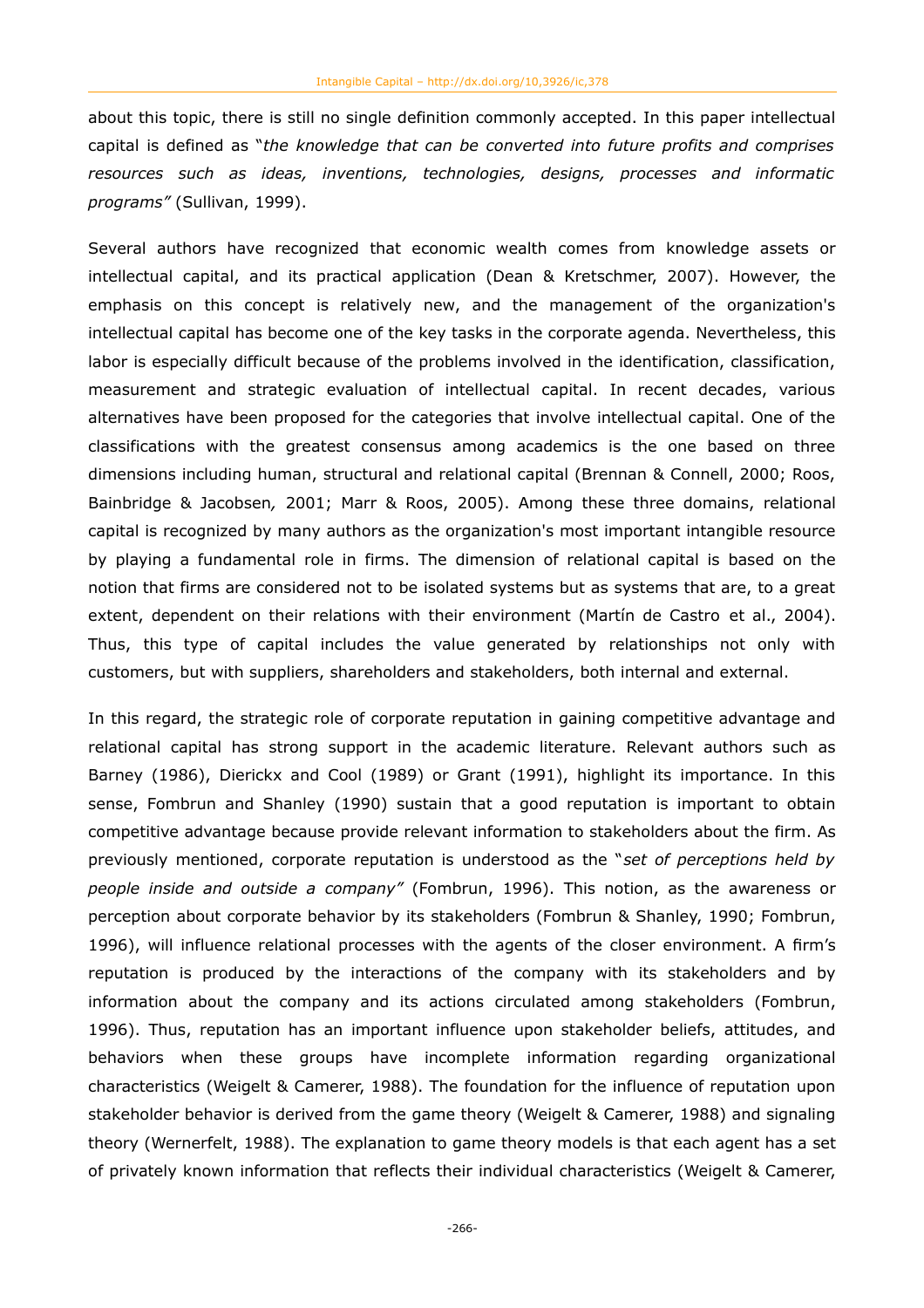about this topic, there is still no single definition commonly accepted. In this paper intellectual capital is defined as "*the knowledge that can be converted into future profits and comprises resources such as ideas, inventions, technologies, designs, processes and informatic programs"* (Sullivan, 1999).

Several authors have recognized that economic wealth comes from knowledge assets or intellectual capital, and its practical application (Dean & Kretschmer, 2007). However, the emphasis on this concept is relatively new, and the management of the organization's intellectual capital has become one of the key tasks in the corporate agenda. Nevertheless, this labor is especially difficult because of the problems involved in the identification, classification, measurement and strategic evaluation of intellectual capital. In recent decades, various alternatives have been proposed for the categories that involve intellectual capital. One of the classifications with the greatest consensus among academics is the one based on three dimensions including human, structural and relational capital (Brennan & Connell, 2000; Roos, Bainbridge & Jacobsen*,* 2001; Marr & Roos, 2005). Among these three domains, relational capital is recognized by many authors as the organization's most important intangible resource by playing a fundamental role in firms. The dimension of relational capital is based on the notion that firms are considered not to be isolated systems but as systems that are, to a great extent, dependent on their relations with their environment (Martín de Castro et al., 2004). Thus, this type of capital includes the value generated by relationships not only with customers, but with suppliers, shareholders and stakeholders, both internal and external.

In this regard, the strategic role of corporate reputation in gaining competitive advantage and relational capital has strong support in the academic literature. Relevant authors such as Barney (1986), Dierickx and Cool (1989) or Grant (1991), highlight its importance. In this sense, Fombrun and Shanley (1990) sustain that a good reputation is important to obtain competitive advantage because provide relevant information to stakeholders about the firm. As previously mentioned, corporate reputation is understood as the "*set of perceptions held by people inside and outside a company"* (Fombrun, 1996). This notion, as the awareness or perception about corporate behavior by its stakeholders (Fombrun & Shanley, 1990; Fombrun, 1996), will influence relational processes with the agents of the closer environment. A firm's reputation is produced by the interactions of the company with its stakeholders and by information about the company and its actions circulated among stakeholders (Fombrun, 1996). Thus, reputation has an important influence upon stakeholder beliefs, attitudes, and behaviors when these groups have incomplete information regarding organizational characteristics (Weigelt & Camerer, 1988). The foundation for the influence of reputation upon stakeholder behavior is derived from the game theory (Weigelt & Camerer, 1988) and signaling theory (Wernerfelt, 1988). The explanation to game theory models is that each agent has a set of privately known information that reflects their individual characteristics (Weigelt & Camerer,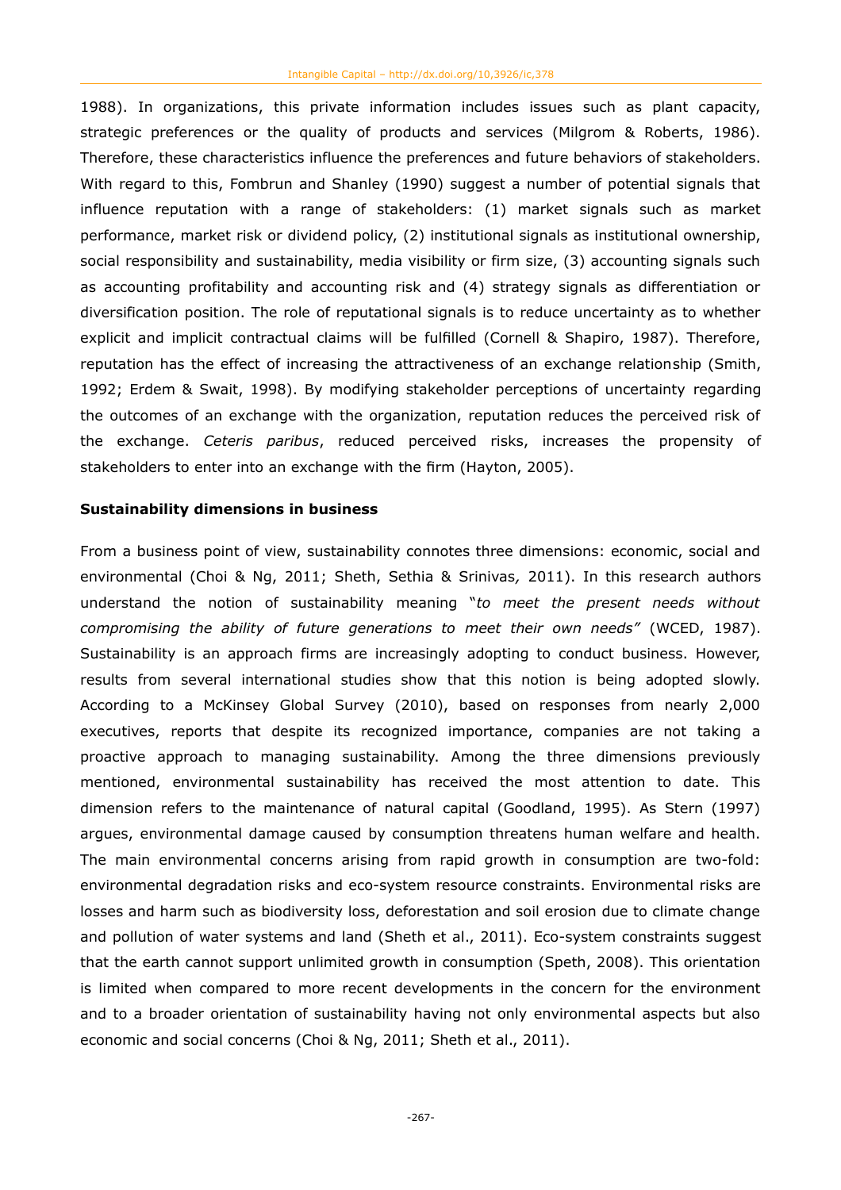1988). In organizations, this private information includes issues such as plant capacity, strategic preferences or the quality of products and services (Milgrom & Roberts, 1986). Therefore, these characteristics influence the preferences and future behaviors of stakeholders. With regard to this, Fombrun and Shanley (1990) suggest a number of potential signals that influence reputation with a range of stakeholders: (1) market signals such as market performance, market risk or dividend policy, (2) institutional signals as institutional ownership, social responsibility and sustainability, media visibility or firm size, (3) accounting signals such as accounting profitability and accounting risk and (4) strategy signals as differentiation or diversification position. The role of reputational signals is to reduce uncertainty as to whether explicit and implicit contractual claims will be fulfilled (Cornell & Shapiro, 1987). Therefore, reputation has the effect of increasing the attractiveness of an exchange relationship (Smith, 1992; Erdem & Swait, 1998). By modifying stakeholder perceptions of uncertainty regarding the outcomes of an exchange with the organization, reputation reduces the perceived risk of the exchange. *Ceteris paribus*, reduced perceived risks, increases the propensity of stakeholders to enter into an exchange with the firm (Hayton, 2005).

**Sustainability dimensions in business**

From a business point of view, sustainability connotes three dimensions: economic, social and environmental (Choi & Ng, 2011; Sheth, Sethia & Srinivas*,* 2011). In this research authors understand the notion of sustainability meaning "*to meet the present needs without compromising the ability of future generations to meet their own needs"* (WCED, 1987). Sustainability is an approach firms are increasingly adopting to conduct business. However, results from several international studies show that this notion is being adopted slowly. According to a McKinsey Global Survey (2010), based on responses from nearly 2,000 executives, reports that despite its recognized importance, companies are not taking a proactive approach to managing sustainability. Among the three dimensions previously mentioned, environmental sustainability has received the most attention to date. This dimension refers to the maintenance of natural capital (Goodland, 1995). As Stern (1997) argues, environmental damage caused by consumption threatens human welfare and health. The main environmental concerns arising from rapid growth in consumption are two-fold: environmental degradation risks and eco-system resource constraints. Environmental risks are losses and harm such as biodiversity loss, deforestation and soil erosion due to climate change and pollution of water systems and land (Sheth et al., 2011). Eco-system constraints suggest that the earth cannot support unlimited growth in consumption (Speth, 2008). This orientation is limited when compared to more recent developments in the concern for the environment and to a broader orientation of sustainability having not only environmental aspects but also economic and social concerns (Choi & Ng, 2011; Sheth et al., 2011).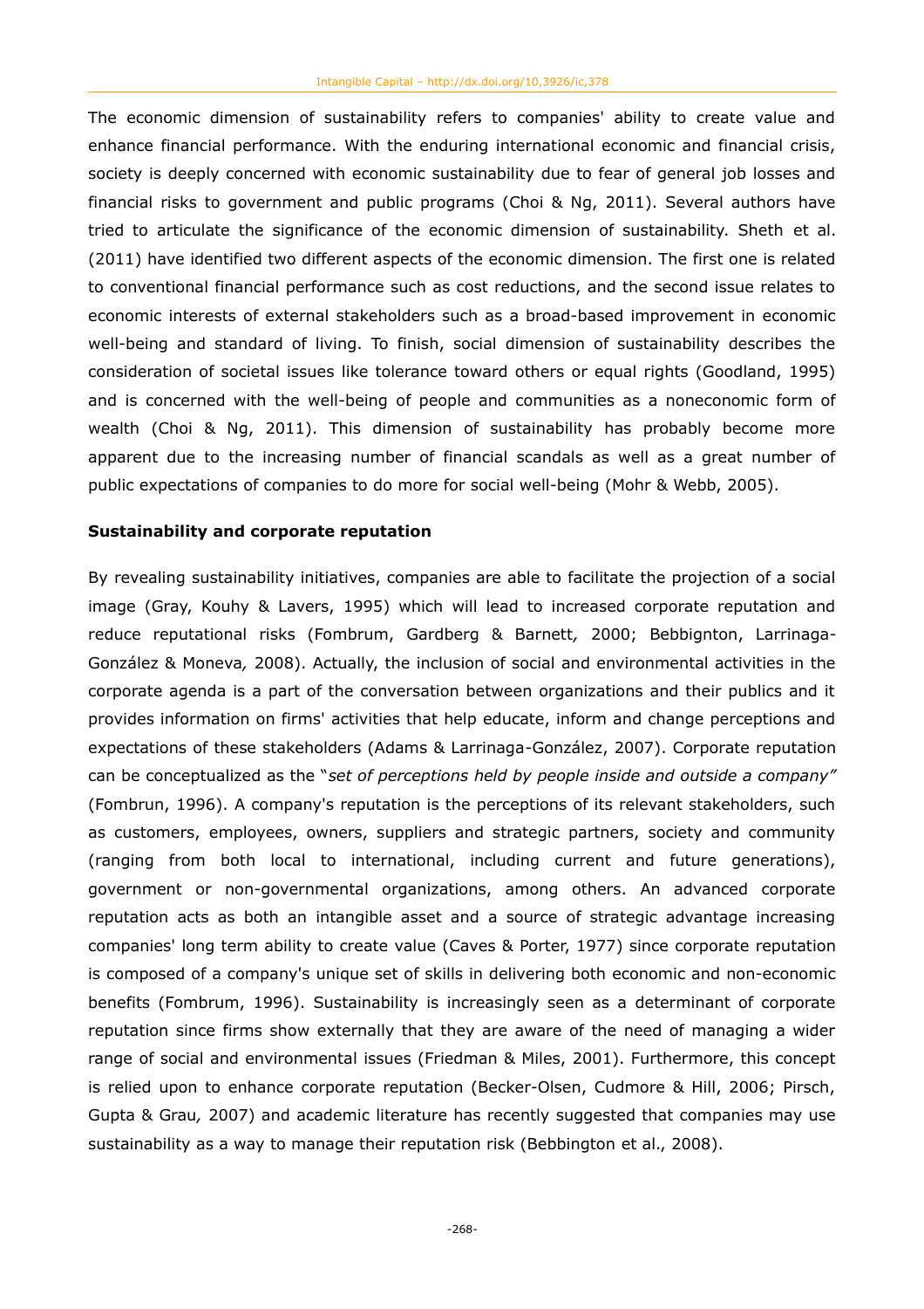The economic dimension of sustainability refers to companies' ability to create value and enhance financial performance. With the enduring international economic and financial crisis, society is deeply concerned with economic sustainability due to fear of general job losses and financial risks to government and public programs (Choi & Ng, 2011). Several authors have tried to articulate the significance of the economic dimension of sustainability. Sheth et al. (2011) have identified two different aspects of the economic dimension. The first one is related to conventional financial performance such as cost reductions, and the second issue relates to economic interests of external stakeholders such as a broad-based improvement in economic well-being and standard of living. To finish, social dimension of sustainability describes the consideration of societal issues like tolerance toward others or equal rights (Goodland, 1995) and is concerned with the well-being of people and communities as a noneconomic form of wealth (Choi & Ng, 2011). This dimension of sustainability has probably become more apparent due to the increasing number of financial scandals as well as a great number of public expectations of companies to do more for social well-being (Mohr & Webb, 2005).

**Sustainability and corporate reputation**

By revealing sustainability initiatives, companies are able to facilitate the projection of a social image (Gray, Kouhy & Lavers, 1995) which will lead to increased corporate reputation and reduce reputational risks (Fombrum, Gardberg & Barnett*,* 2000; Bebbignton, Larrinaga-González & Moneva*,* 2008). Actually, the inclusion of social and environmental activities in the corporate agenda is a part of the conversation between organizations and their publics and it provides information on firms' activities that help educate, inform and change perceptions and expectations of these stakeholders (Adams & Larrinaga-González, 2007). Corporate reputation can be conceptualized as the "*set of perceptions held by people inside and outside a company"* (Fombrun, 1996). A company's reputation is the perceptions of its relevant stakeholders, such as customers, employees, owners, suppliers and strategic partners, society and community (ranging from both local to international, including current and future generations), government or non-governmental organizations, among others. An advanced corporate reputation acts as both an intangible asset and a source of strategic advantage increasing companies' long term ability to create value (Caves & Porter, 1977) since corporate reputation is composed of a company's unique set of skills in delivering both economic and non-economic benefits (Fombrum, 1996). Sustainability is increasingly seen as a determinant of corporate reputation since firms show externally that they are aware of the need of managing a wider range of social and environmental issues (Friedman & Miles, 2001). Furthermore, this concept is relied upon to enhance corporate reputation (Becker-Olsen, Cudmore & Hill, 2006; Pirsch, Gupta & Grau*,* 2007) and academic literature has recently suggested that companies may use sustainability as a way to manage their reputation risk (Bebbington et al., 2008).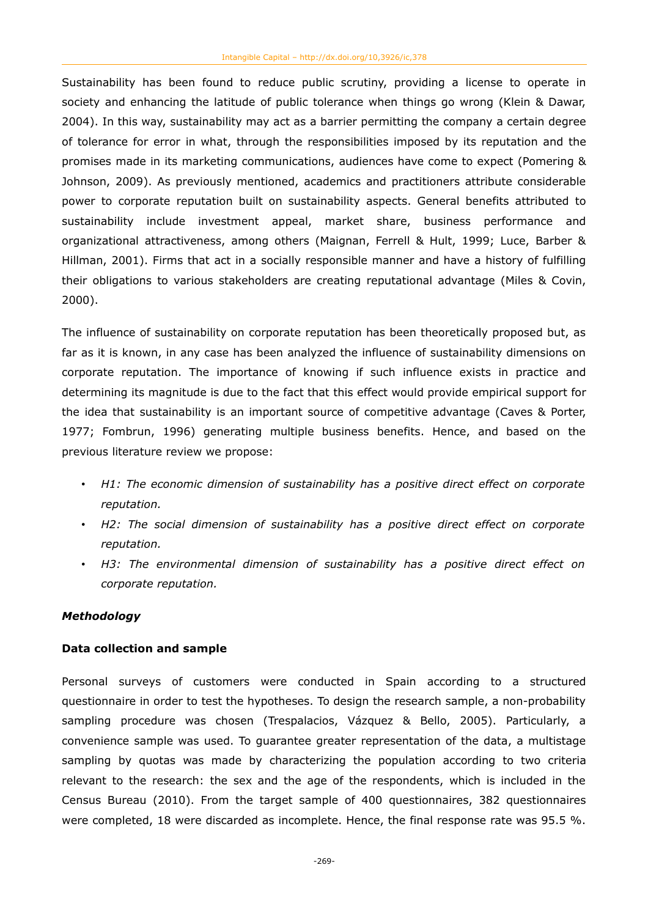Sustainability has been found to reduce public scrutiny, providing a license to operate in society and enhancing the latitude of public tolerance when things go wrong (Klein & Dawar, 2004). In this way, sustainability may act as a barrier permitting the company a certain degree of tolerance for error in what, through the responsibilities imposed by its reputation and the promises made in its marketing communications, audiences have come to expect (Pomering & Johnson, 2009). As previously mentioned, academics and practitioners attribute considerable power to corporate reputation built on sustainability aspects. General benefits attributed to sustainability include investment appeal, market share, business performance and organizational attractiveness, among others (Maignan, Ferrell & Hult, 1999; Luce, Barber & Hillman, 2001). Firms that act in a socially responsible manner and have a history of fulfilling their obligations to various stakeholders are creating reputational advantage (Miles & Covin, 2000).

The influence of sustainability on corporate reputation has been theoretically proposed but, as far as it is known, in any case has been analyzed the influence of sustainability dimensions on corporate reputation. The importance of knowing if such influence exists in practice and determining its magnitude is due to the fact that this effect would provide empirical support for the idea that sustainability is an important source of competitive advantage (Caves & Porter, 1977; Fombrun, 1996) generating multiple business benefits. Hence, and based on the previous literature review we propose:

- *H1: The economic dimension of sustainability has a positive direct effect on corporate reputation.*
- *H2: The social dimension of sustainability has a positive direct effect on corporate reputation.*
- *H3: The environmental dimension of sustainability has a positive direct effect on corporate reputation.*

## *Methodology*

### Data collection and sample

Personal surveys of customers were conducted in Spain according to a structured questionnaire in order to test the hypotheses. To design the research sample, a non-probability sampling procedure was chosen (Trespalacios, Vázquez & Bello, 2005). Particularly, a convenience sample was used. To guarantee greater representation of the data, a multistage sampling by quotas was made by characterizing the population according to two criteria relevant to the research: the sex and the age of the respondents, which is included in the Census Bureau (2010). From the target sample of 400 questionnaires, 382 questionnaires were completed, 18 were discarded as incomplete. Hence, the final response rate was 95.5 %.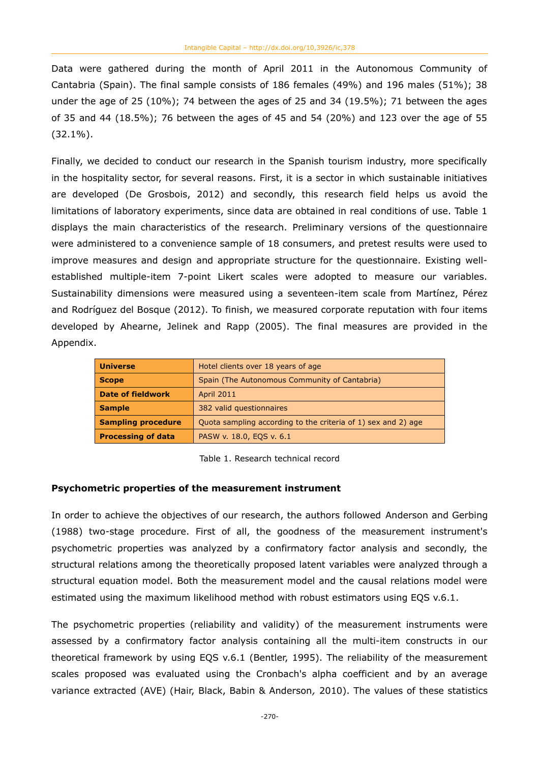Data were gathered during the month of April 2011 in the Autonomous Community of Cantabria (Spain). The final sample consists of 186 females (49%) and 196 males (51%); 38 under the age of 25 (10%); 74 between the ages of 25 and 34 (19.5%); 71 between the ages of 35 and 44 (18.5%); 76 between the ages of 45 and 54 (20%) and 123 over the age of 55 (32.1%).

Finally, we decided to conduct our research in the Spanish tourism industry, more specifically in the hospitality sector, for several reasons. First, it is a sector in which sustainable initiatives are developed (De Grosbois, 2012) and secondly, this research field helps us avoid the limitations of laboratory experiments, since data are obtained in real conditions of use. Table 1 displays the main characteristics of the research. Preliminary versions of the questionnaire were administered to a convenience sample of 18 consumers, and pretest results were used to improve measures and design and appropriate structure for the questionnaire. Existing well-established multiple-item 7-point Likert scales were adopted to measure our variables. Sustainability dimensions were measured using a seventeen-item scale from Martínez, Pérez and Rodríguez del Bosque (2012). To finish, we measured corporate reputation with four items developed by Ahearne, Jelinek and Rapp (2005). The final measures are provided in the Appendix.

| | |
|---|---|
| **Universe** | Hotel clients over 18 years of age |
| **Scope** | Spain (The Autonomous Community of Cantabria) |
| **Date of fieldwork** | April 2011 |
| **Sample** | 382 valid questionnaires |
| **Sampling procedure** | Quota sampling according to the criteria of 1) sex and 2) age |
| **Processing of data** | PASW v. 18.0, EQS v. 6.1 |

Table 1. Research technical record

**Psychometric properties of the measurement instrument**

In order to achieve the objectives of our research, the authors followed Anderson and Gerbing (1988) two-stage procedure. First of all, the goodness of the measurement instrument's psychometric properties was analyzed by a confirmatory factor analysis and secondly, the structural relations among the theoretically proposed latent variables were analyzed through a structural equation model. Both the measurement model and the causal relations model were estimated using the maximum likelihood method with robust estimators using EQS v.6.1.

The psychometric properties (reliability and validity) of the measurement instruments were assessed by a confirmatory factor analysis containing all the multi-item constructs in our theoretical framework by using EQS v.6.1 (Bentler, 1995). The reliability of the measurement scales proposed was evaluated using the Cronbach's alpha coefficient and by an average variance extracted (AVE) (Hair, Black, Babin & Anderson*,* 2010). The values of these statistics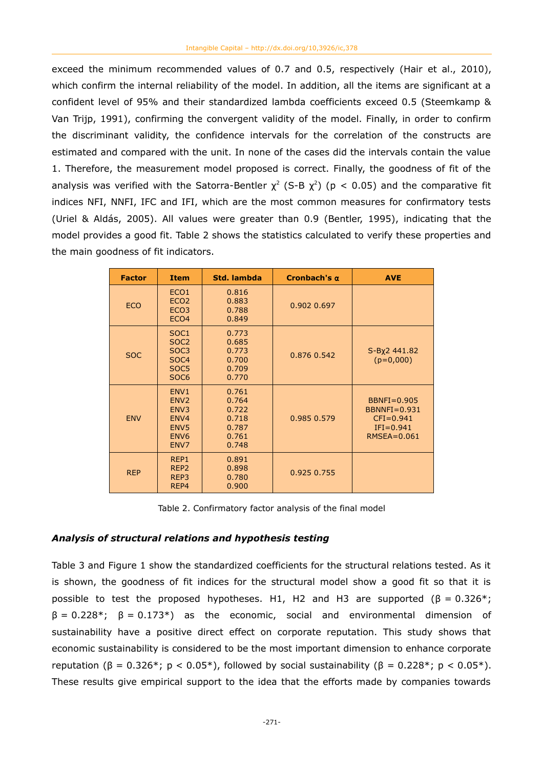exceed the minimum recommended values of 0.7 and 0.5, respectively (Hair et al., 2010), which confirm the internal reliability of the model. In addition, all the items are significant at a confident level of 95% and their standardized lambda coefficients exceed 0.5 (Steemkamp & Van Trijp, 1991), confirming the convergent validity of the model. Finally, in order to confirm the discriminant validity, the confidence intervals for the correlation of the constructs are estimated and compared with the unit. In none of the cases did the intervals contain the value 1. Therefore, the measurement model proposed is correct. Finally, the goodness of fit of the analysis was verified with the Satorra-Bentler $\chi^2$ (S-B $\chi^2$) ($p < 0.05$) and the comparative fit indices NFI, NNFI, IFC and IFI, which are the most common measures for confirmatory tests (Uriel & Aldás, 2005). All values were greater than 0.9 (Bentler, 1995), indicating that the model provides a good fit. Table 2 shows the statistics calculated to verify these properties and the main goodness of fit indicators.

| Factor | Item | Std. lambda | Cronbach's α | AVE |
|---|---|---|---|---|
| ECO | ECO1<br>ECO2<br>ECO3<br>ECO4 | 0.816<br>0.883<br>0.788<br>0.849 | 0.902 0.697 | |
| SOC | SOC1<br>SOC2<br>SOC3<br>SOC4<br>SOC5<br>SOC6 | 0.773<br>0.685<br>0.773<br>0.700<br>0.709<br>0.770 | 0.876 0.542 | S-Bχ2 441.82<br>(p=0,000) |
| ENV | ENV1<br>ENV2<br>ENV3<br>ENV4<br>ENV5<br>ENV6<br>ENV7 | 0.761<br>0.764<br>0.722<br>0.718<br>0.787<br>0.761<br>0.748 | 0.985 0.579 | BBNFI=0.905<br>BBNNFI=0.931<br>CFI=0.941<br>IFI=0.941<br>RMSEA=0.061 |
| REP | REP1<br>REP2<br>REP3<br>REP4 | 0.891<br>0.898<br>0.780<br>0.900 | 0.925 0.755 | |

Table 2. Confirmatory factor analysis of the final model

### *Analysis of structural relations and hypothesis testing*

Table 3 and Figure 1 show the standardized coefficients for the structural relations tested. As it is shown, the goodness of fit indices for the structural model show a good fit so that it is possible to test the proposed hypotheses. H1, H2 and H3 are supported (β = 0.326*; β = 0.228*; β = 0.173*) as the economic, social and environmental dimension of sustainability have a positive direct effect on corporate reputation. This study shows that economic sustainability is considered to be the most important dimension to enhance corporate reputation (β = 0.326*; $p < 0.05$*), followed by social sustainability (β = 0.228*; $p < 0.05$*). These results give empirical support to the idea that the efforts made by companies towards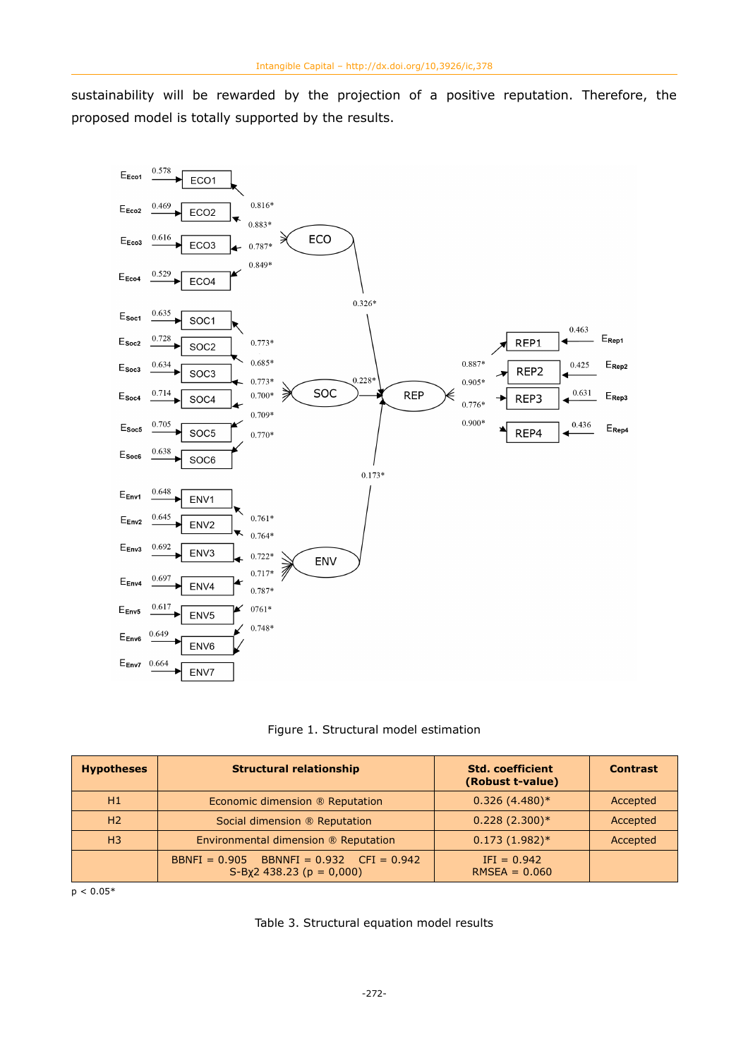sustainability will be rewarded by the projection of a positive reputation. Therefore, the proposed model is totally supported by the results.

E<sub>Eco1</sub> 0.578 ECO1
E<sub>Eco2</sub> 0.469 ECO2
E<sub>Eco3</sub> 0.616 ECO3
E<sub>Eco4</sub> 0.529 ECO4
0.816* 0.883* 0.787* 0.849*
ECO
0.326*
E<sub>Soc1</sub> 0.635 SOC1
E<sub>Soc2</sub> 0.728 SOC2
E<sub>Soc3</sub> 0.634 SOC3
E<sub>Soc4</sub> 0.714 SOC4
E<sub>Soc5</sub> 0.705 SOC5
E<sub>Soc6</sub> 0.638 SOC6
0.773* 0.685* 0.773* 0.700* 0.709* 0.770*
SOC
0.228*
REP
0.887* 0.905* 0.776* 0.900*
REP1 0.463 E<sub>Rep1</sub>
REP2 0.425 E<sub>Rep2</sub>
REP3 0.631 E<sub>Rep3</sub>
REP4 0.436 E<sub>Rep4</sub>
0.173*
E<sub>Env1</sub> 0.648 ENV1
E<sub>Env2</sub> 0.645 ENV2
E<sub>Env3</sub> 0.692 ENV3
E<sub>Env4</sub> 0.697 ENV4
E<sub>Env5</sub> 0.617 ENV5
E<sub>Env6</sub> 0.649 ENV6
E<sub>Env7</sub> 0.664 ENV7
0.761* 0.764* 0.722* 0.717* 0.787* 0761* 0.748*
ENV

Figure 1. Structural model estimation

| Hypotheses | Structural relationship | Std. coefficient (Robust t-value) | Contrast |
|---|---|---|---|
| H1 | Economic dimension ® Reputation | 0.326 (4.480)* | Accepted |
| H2 | Social dimension ® Reputation | 0.228 (2.300)* | Accepted |
| H3 | Environmental dimension ® Reputation | 0.173 (1.982)* | Accepted |
| | BBNFI = 0.905 BBNNFI = 0.932 CFI = 0.942 S-Bχ2 438.23 (p = 0,000) | IFI = 0.942 RMSEA = 0.060 | |

p < 0.05*

Table 3. Structural equation model results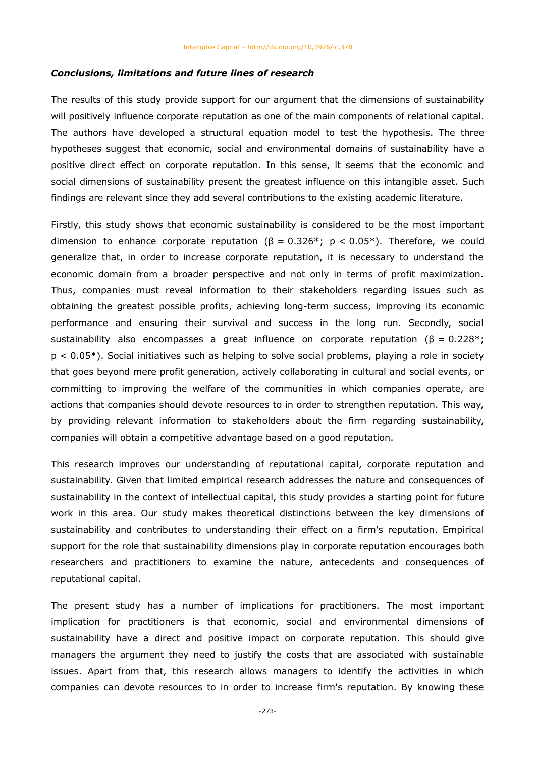### *Conclusions, limitations and future lines of research*

The results of this study provide support for our argument that the dimensions of sustainability will positively influence corporate reputation as one of the main components of relational capital. The authors have developed a structural equation model to test the hypothesis. The three hypotheses suggest that economic, social and environmental domains of sustainability have a positive direct effect on corporate reputation. In this sense, it seems that the economic and social dimensions of sustainability present the greatest influence on this intangible asset. Such findings are relevant since they add several contributions to the existing academic literature.

Firstly, this study shows that economic sustainability is considered to be the most important dimension to enhance corporate reputation ($\beta = 0.326^*$; $p < 0.05^*$). Therefore, we could generalize that, in order to increase corporate reputation, it is necessary to understand the economic domain from a broader perspective and not only in terms of profit maximization. Thus, companies must reveal information to their stakeholders regarding issues such as obtaining the greatest possible profits, achieving long-term success, improving its economic performance and ensuring their survival and success in the long run. Secondly, social sustainability also encompasses a great influence on corporate reputation ($\beta = 0.228^*$; $p < 0.05^*$). Social initiatives such as helping to solve social problems, playing a role in society that goes beyond mere profit generation, actively collaborating in cultural and social events, or committing to improving the welfare of the communities in which companies operate, are actions that companies should devote resources to in order to strengthen reputation. This way, by providing relevant information to stakeholders about the firm regarding sustainability, companies will obtain a competitive advantage based on a good reputation.

This research improves our understanding of reputational capital, corporate reputation and sustainability. Given that limited empirical research addresses the nature and consequences of sustainability in the context of intellectual capital, this study provides a starting point for future work in this area. Our study makes theoretical distinctions between the key dimensions of sustainability and contributes to understanding their effect on a firm's reputation. Empirical support for the role that sustainability dimensions play in corporate reputation encourages both researchers and practitioners to examine the nature, antecedents and consequences of reputational capital.

The present study has a number of implications for practitioners. The most important implication for practitioners is that economic, social and environmental dimensions of sustainability have a direct and positive impact on corporate reputation. This should give managers the argument they need to justify the costs that are associated with sustainable issues. Apart from that, this research allows managers to identify the activities in which companies can devote resources to in order to increase firm's reputation. By knowing these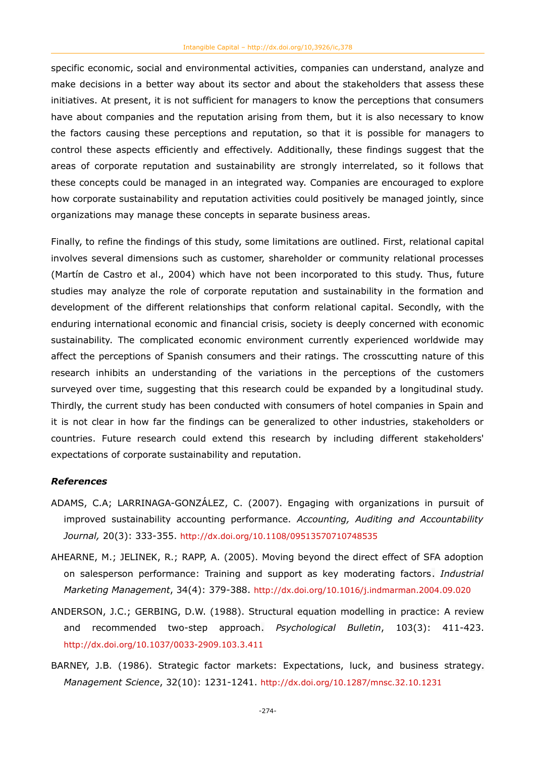specific economic, social and environmental activities, companies can understand, analyze and make decisions in a better way about its sector and about the stakeholders that assess these initiatives. At present, it is not sufficient for managers to know the perceptions that consumers have about companies and the reputation arising from them, but it is also necessary to know the factors causing these perceptions and reputation, so that it is possible for managers to control these aspects efficiently and effectively. Additionally, these findings suggest that the areas of corporate reputation and sustainability are strongly interrelated, so it follows that these concepts could be managed in an integrated way. Companies are encouraged to explore how corporate sustainability and reputation activities could positively be managed jointly, since organizations may manage these concepts in separate business areas.

Finally, to refine the findings of this study, some limitations are outlined. First, relational capital involves several dimensions such as customer, shareholder or community relational processes (Martín de Castro et al., 2004) which have not been incorporated to this study. Thus, future studies may analyze the role of corporate reputation and sustainability in the formation and development of the different relationships that conform relational capital. Secondly, with the enduring international economic and financial crisis, society is deeply concerned with economic sustainability. The complicated economic environment currently experienced worldwide may affect the perceptions of Spanish consumers and their ratings. The crosscutting nature of this research inhibits an understanding of the variations in the perceptions of the customers surveyed over time, suggesting that this research could be expanded by a longitudinal study. Thirdly, the current study has been conducted with consumers of hotel companies in Spain and it is not clear in how far the findings can be generalized to other industries, stakeholders or countries. Future research could extend this research by including different stakeholders' expectations of corporate sustainability and reputation.

### *References*

ADAMS, C.A; LARRINAGA-GONZÁLEZ, C. (2007). Engaging with organizations in pursuit of improved sustainability accounting performance. *Accounting, Auditing and Accountability Journal,* 20(3): 333-355. http://dx.doi.org/10.1108/09513570710748535

AHEARNE, M.; JELINEK, R.; RAPP, A. (2005). Moving beyond the direct effect of SFA adoption on salesperson performance: Training and support as key moderating factors. *Industrial Marketing Management*, 34(4): 379-388. http://dx.doi.org/10.1016/j.indmarman.2004.09.020

ANDERSON, J.C.; GERBING, D.W. (1988). Structural equation modelling in practice: A review and recommended two-step approach. *Psychological Bulletin*, 103(3): 411-423. http://dx.doi.org/10.1037/0033-2909.103.3.411

BARNEY, J.B. (1986). Strategic factor markets: Expectations, luck, and business strategy. *Management Science*, 32(10): 1231-1241. http://dx.doi.org/10.1287/mnsc.32.10.1231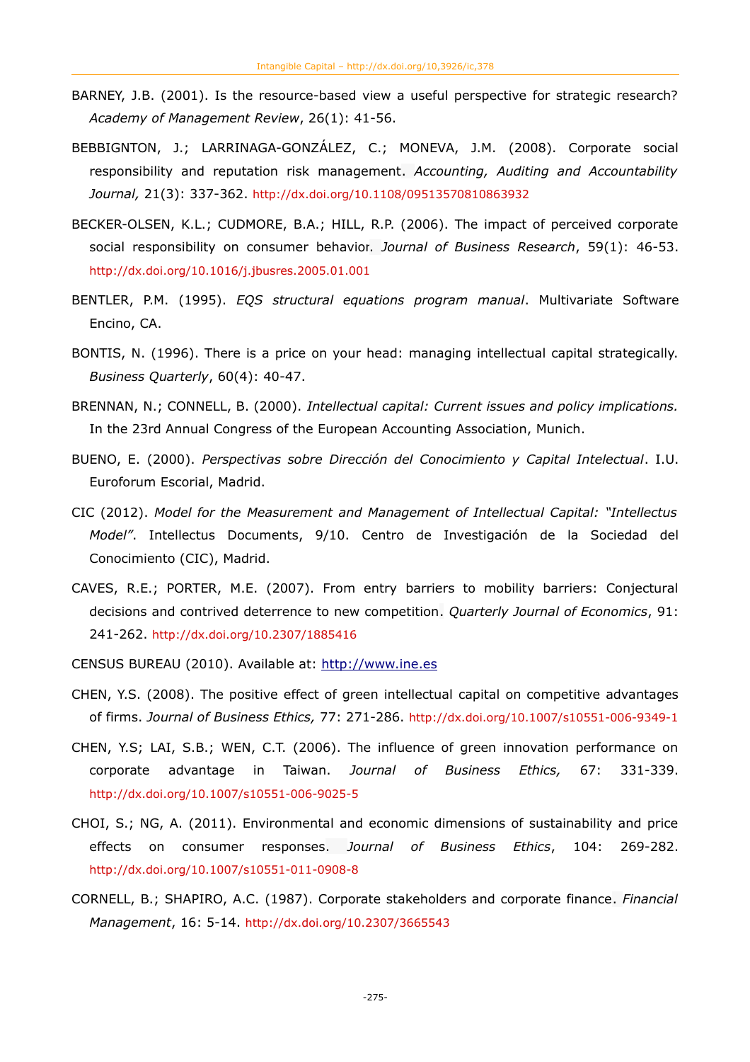BARNEY, J.B. (2001). Is the resource-based view a useful perspective for strategic research? *Academy of Management Review*, 26(1): 41-56.

BEBBIGNTON, J.; LARRINAGA-GONZÁLEZ, C.; MONEVA, J.M. (2008). Corporate social responsibility and reputation risk management. *Accounting, Auditing and Accountability Journal,* 21(3): 337-362. http://dx.doi.org/10.1108/09513570810863932

BECKER-OLSEN, K.L.; CUDMORE, B.A.; HILL, R.P. (2006). The impact of perceived corporate social responsibility on consumer behavior. *Journal of Business Research*, 59(1): 46-53. http://dx.doi.org/10.1016/j.jbusres.2005.01.001

BENTLER, P.M. (1995). *EQS structural equations program manual*. Multivariate Software Encino, CA.

BONTIS, N. (1996). There is a price on your head: managing intellectual capital strategically. *Business Quarterly*, 60(4): 40-47.

BRENNAN, N.; CONNELL, B. (2000). *Intellectual capital: Current issues and policy implications.* In the 23rd Annual Congress of the European Accounting Association, Munich.

BUENO, E. (2000). *Perspectivas sobre Dirección del Conocimiento y Capital Intelectual*. I.U. Euroforum Escorial, Madrid.

CIC (2012). *Model for the Measurement and Management of Intellectual Capital: "Intellectus Model"*. Intellectus Documents, 9/10. Centro de Investigación de la Sociedad del Conocimiento (CIC), Madrid.

CAVES, R.E.; PORTER, M.E. (2007). From entry barriers to mobility barriers: Conjectural decisions and contrived deterrence to new competition. *Quarterly Journal of Economics*, 91: 241-262. http://dx.doi.org/10.2307/1885416

CENSUS BUREAU (2010). Available at: http://www.ine.es

CHEN, Y.S. (2008). The positive effect of green intellectual capital on competitive advantages of firms. *Journal of Business Ethics,* 77: 271-286. http://dx.doi.org/10.1007/s10551-006-9349-1

CHEN, Y.S; LAI, S.B.; WEN, C.T. (2006). The influence of green innovation performance on corporate advantage in Taiwan. *Journal of Business Ethics,* 67: 331-339. http://dx.doi.org/10.1007/s10551-006-9025-5

CHOI, S.; NG, A. (2011). Environmental and economic dimensions of sustainability and price effects on consumer responses. *Journal of Business Ethics*, 104: 269-282. http://dx.doi.org/10.1007/s10551-011-0908-8

CORNELL, B.; SHAPIRO, A.C. (1987). Corporate stakeholders and corporate finance. *Financial Management*, 16: 5-14. http://dx.doi.org/10.2307/3665543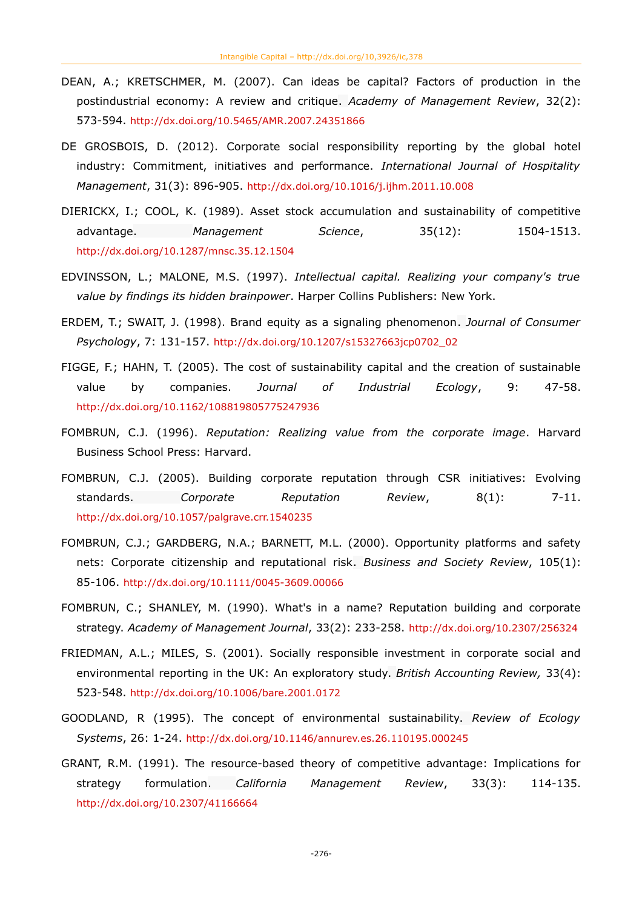DEAN, A.; KRETSCHMER, M. (2007). Can ideas be capital? Factors of production in the postindustrial economy: A review and critique. *Academy of Management Review*, 32(2): 573-594. http://dx.doi.org/10.5465/AMR.2007.24351866

DE GROSBOIS, D. (2012). Corporate social responsibility reporting by the global hotel industry: Commitment, initiatives and performance. *International Journal of Hospitality Management*, 31(3): 896-905. http://dx.doi.org/10.1016/j.ijhm.2011.10.008

DIERICKX, I.; COOL, K. (1989). Asset stock accumulation and sustainability of competitive advantage. *Management Science*, 35(12): 1504-1513. http://dx.doi.org/10.1287/mnsc.35.12.1504

EDVINSSON, L.; MALONE, M.S. (1997). *Intellectual capital. Realizing your company's true value by findings its hidden brainpower*. Harper Collins Publishers: New York.

ERDEM, T.; SWAIT, J. (1998). Brand equity as a signaling phenomenon. *Journal of Consumer Psychology*, 7: 131-157. http://dx.doi.org/10.1207/s15327663jcp0702_02

FIGGE, F.; HAHN, T. (2005). The cost of sustainability capital and the creation of sustainable value by companies. *Journal of Industrial Ecology*, 9: 47-58. http://dx.doi.org/10.1162/108819805775247936

FOMBRUN, C.J. (1996). *Reputation: Realizing value from the corporate image*. Harvard Business School Press: Harvard.

FOMBRUN, C.J. (2005). Building corporate reputation through CSR initiatives: Evolving standards. *Corporate Reputation Review*, 8(1): 7-11. http://dx.doi.org/10.1057/palgrave.crr.1540235

FOMBRUN, C.J.; GARDBERG, N.A.; BARNETT, M.L. (2000). Opportunity platforms and safety nets: Corporate citizenship and reputational risk. *Business and Society Review*, 105(1): 85-106. http://dx.doi.org/10.1111/0045-3609.00066

FOMBRUN, C.; SHANLEY, M. (1990). What's in a name? Reputation building and corporate strategy. *Academy of Management Journal*, 33(2): 233-258. http://dx.doi.org/10.2307/256324

FRIEDMAN, A.L.; MILES, S. (2001). Socially responsible investment in corporate social and environmental reporting in the UK: An exploratory study. *British Accounting Review,* 33(4): 523-548. http://dx.doi.org/10.1006/bare.2001.0172

GOODLAND, R (1995). The concept of environmental sustainability. *Review of Ecology Systems*, 26: 1-24. http://dx.doi.org/10.1146/annurev.es.26.110195.000245

GRANT, R.M. (1991). The resource-based theory of competitive advantage: Implications for strategy formulation. *California Management Review*, 33(3): 114-135. http://dx.doi.org/10.2307/41166664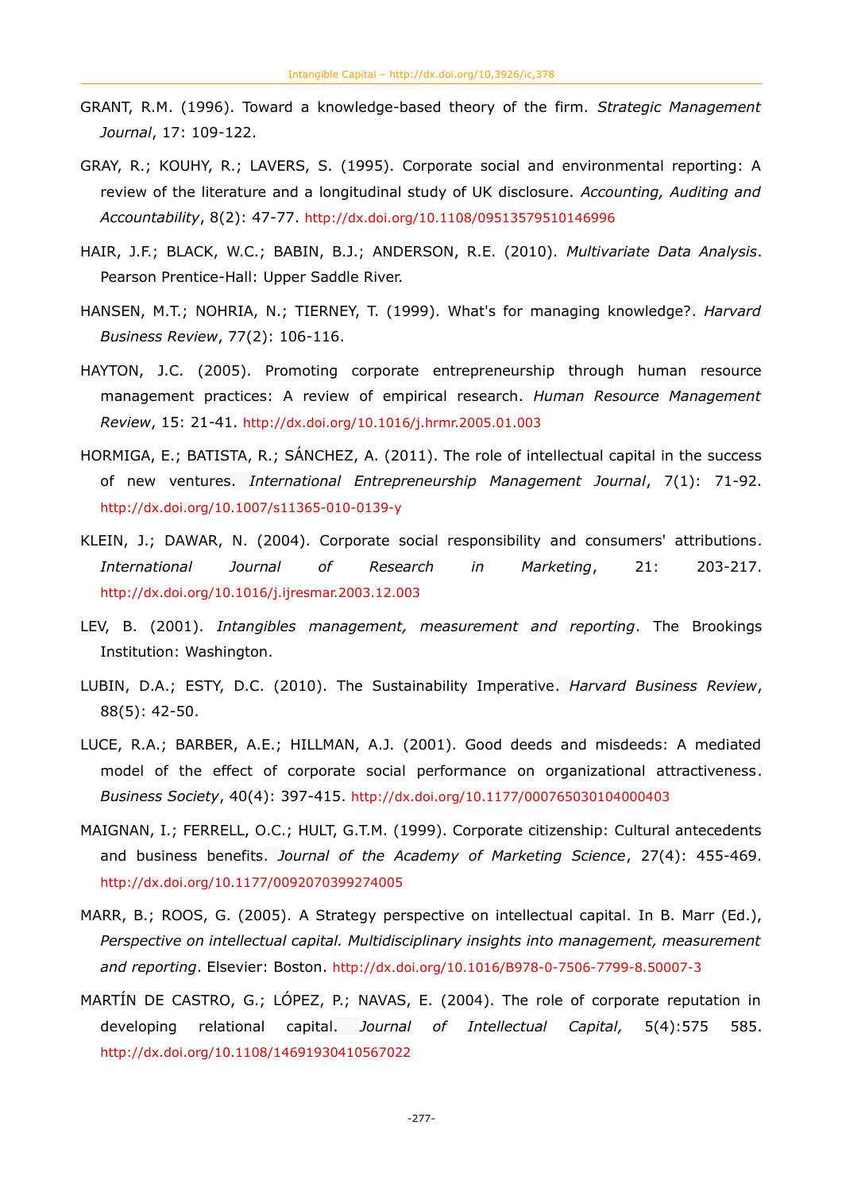GRANT, R.M. (1996). Toward a knowledge-based theory of the firm. *Strategic Management Journal*, 17: 109-122.

GRAY, R.; KOUHY, R.; LAVERS, S. (1995). Corporate social and environmental reporting: A review of the literature and a longitudinal study of UK disclosure. *Accounting, Auditing and Accountability*, 8(2): 47-77. http://dx.doi.org/10.1108/09513579510146996

HAIR, J.F.; BLACK, W.C.; BABIN, B.J.; ANDERSON, R.E. (2010). *Multivariate Data Analysis*. Pearson Prentice-Hall: Upper Saddle River.

HANSEN, M.T.; NOHRIA, N.; TIERNEY, T. (1999). What's for managing knowledge?. *Harvard Business Review*, 77(2): 106-116.

HAYTON, J.C. (2005). Promoting corporate entrepreneurship through human resource management practices: A review of empirical research. *Human Resource Management Review*, 15: 21-41. http://dx.doi.org/10.1016/j.hrmr.2005.01.003

HORMIGA, E.; BATISTA, R.; SÁNCHEZ, A. (2011). The role of intellectual capital in the success of new ventures. *International Entrepreneurship Management Journal*, 7(1): 71-92. http://dx.doi.org/10.1007/s11365-010-0139-y

KLEIN, J.; DAWAR, N. (2004). Corporate social responsibility and consumers' attributions. *International Journal of Research in Marketing*, 21: 203-217. http://dx.doi.org/10.1016/j.ijresmar.2003.12.003

LEV, B. (2001). *Intangibles management, measurement and reporting*. The Brookings Institution: Washington.

LUBIN, D.A.; ESTY, D.C. (2010). The Sustainability Imperative. *Harvard Business Review*, 88(5): 42-50.

LUCE, R.A.; BARBER, A.E.; HILLMAN, A.J. (2001). Good deeds and misdeeds: A mediated model of the effect of corporate social performance on organizational attractiveness. *Business Society*, 40(4): 397-415. http://dx.doi.org/10.1177/000765030104000403

MAIGNAN, I.; FERRELL, O.C.; HULT, G.T.M. (1999). Corporate citizenship: Cultural antecedents and business benefits. *Journal of the Academy of Marketing Science*, 27(4): 455-469. http://dx.doi.org/10.1177/0092070399274005

MARR, B.; ROOS, G. (2005). A Strategy perspective on intellectual capital. In B. Marr (Ed.), *Perspective on intellectual capital. Multidisciplinary insights into management, measurement and reporting*. Elsevier: Boston. http://dx.doi.org/10.1016/B978-0-7506-7799-8.50007-3

MARTÍN DE CASTRO, G.; LÓPEZ, P.; NAVAS, E. (2004). The role of corporate reputation in developing relational capital. *Journal of Intellectual Capital,* 5(4):575 585. http://dx.doi.org/10.1108/14691930410567022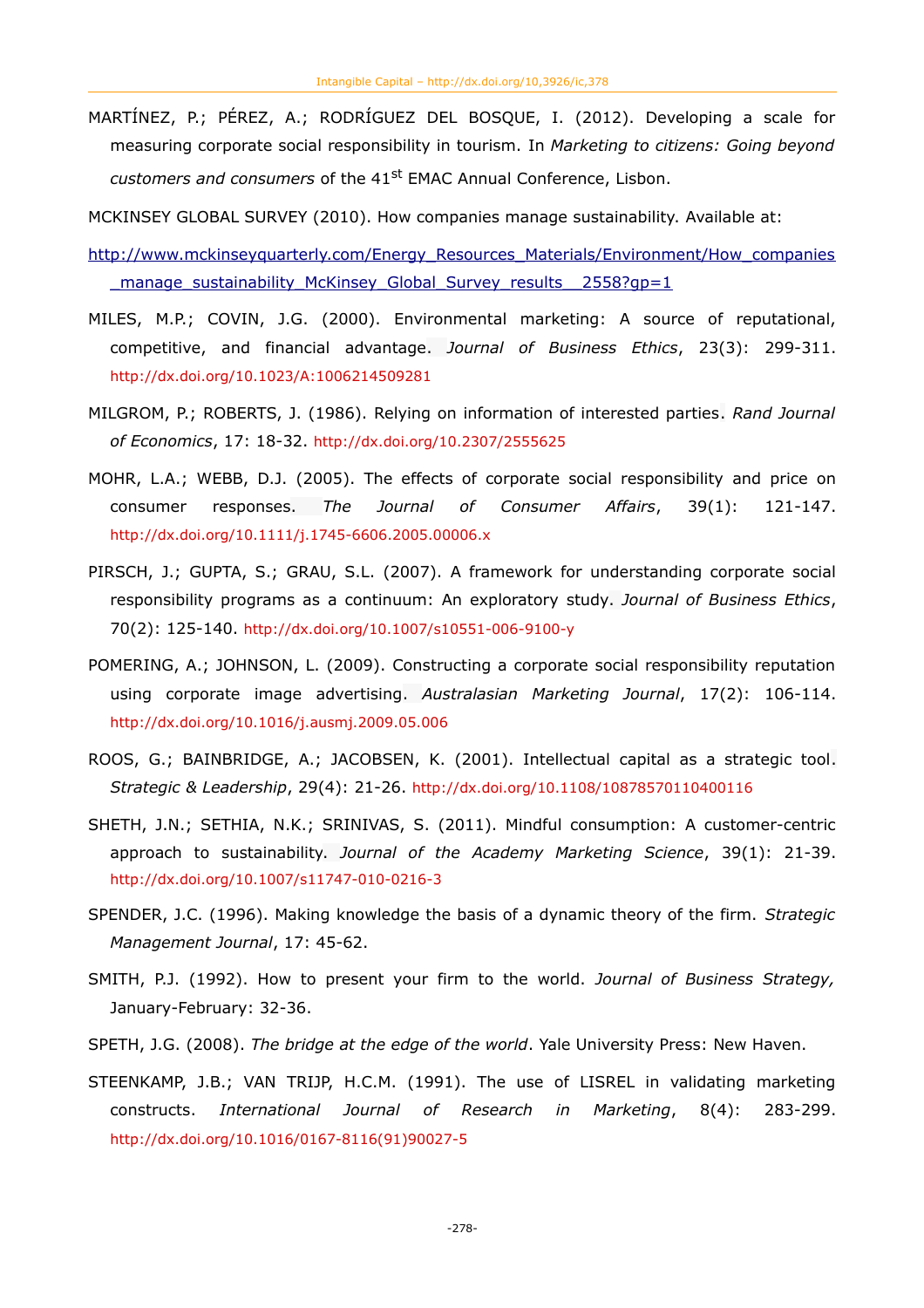MARTÍNEZ, P.; PÉREZ, A.; RODRÍGUEZ DEL BOSQUE, I. (2012). Developing a scale for measuring corporate social responsibility in tourism. In *Marketing to citizens: Going beyond customers and consumers* of the 41st EMAC Annual Conference, Lisbon.

MCKINSEY GLOBAL SURVEY (2010). How companies manage sustainability. Available at:

http://www.mckinseyquarterly.com/Energy_Resources_Materials/Environment/How_companies_manage_sustainability_McKinsey_Global_Survey_results__2558?gp=1

MILES, M.P.; COVIN, J.G. (2000). Environmental marketing: A source of reputational, competitive, and financial advantage. *Journal of Business Ethics*, 23(3): 299-311. http://dx.doi.org/10.1023/A:1006214509281

MILGROM, P.; ROBERTS, J. (1986). Relying on information of interested parties. *Rand Journal of Economics*, 17: 18-32. http://dx.doi.org/10.2307/2555625

MOHR, L.A.; WEBB, D.J. (2005). The effects of corporate social responsibility and price on consumer responses. *The Journal of Consumer Affairs*, 39(1): 121-147. http://dx.doi.org/10.1111/j.1745-6606.2005.00006.x

PIRSCH, J.; GUPTA, S.; GRAU, S.L. (2007). A framework for understanding corporate social responsibility programs as a continuum: An exploratory study. *Journal of Business Ethics*, 70(2): 125-140. http://dx.doi.org/10.1007/s10551-006-9100-y

POMERING, A.; JOHNSON, L. (2009). Constructing a corporate social responsibility reputation using corporate image advertising. *Australasian Marketing Journal*, 17(2): 106-114. http://dx.doi.org/10.1016/j.ausmj.2009.05.006

ROOS, G.; BAINBRIDGE, A.; JACOBSEN, K. (2001). Intellectual capital as a strategic tool. *Strategic & Leadership*, 29(4): 21-26. http://dx.doi.org/10.1108/10878570110400116

SHETH, J.N.; SETHIA, N.K.; SRINIVAS, S. (2011). Mindful consumption: A customer-centric approach to sustainability. *Journal of the Academy Marketing Science*, 39(1): 21-39. http://dx.doi.org/10.1007/s11747-010-0216-3

SPENDER, J.C. (1996). Making knowledge the basis of a dynamic theory of the firm. *Strategic Management Journal*, 17: 45-62.

SMITH, P.J. (1992). How to present your firm to the world. *Journal of Business Strategy,* January-February: 32-36.

SPETH, J.G. (2008). *The bridge at the edge of the world*. Yale University Press: New Haven.

STEENKAMP, J.B.; VAN TRIJP, H.C.M. (1991). The use of LISREL in validating marketing constructs. *International Journal of Research in Marketing*, 8(4): 283-299. http://dx.doi.org/10.1016/0167-8116(91)90027-5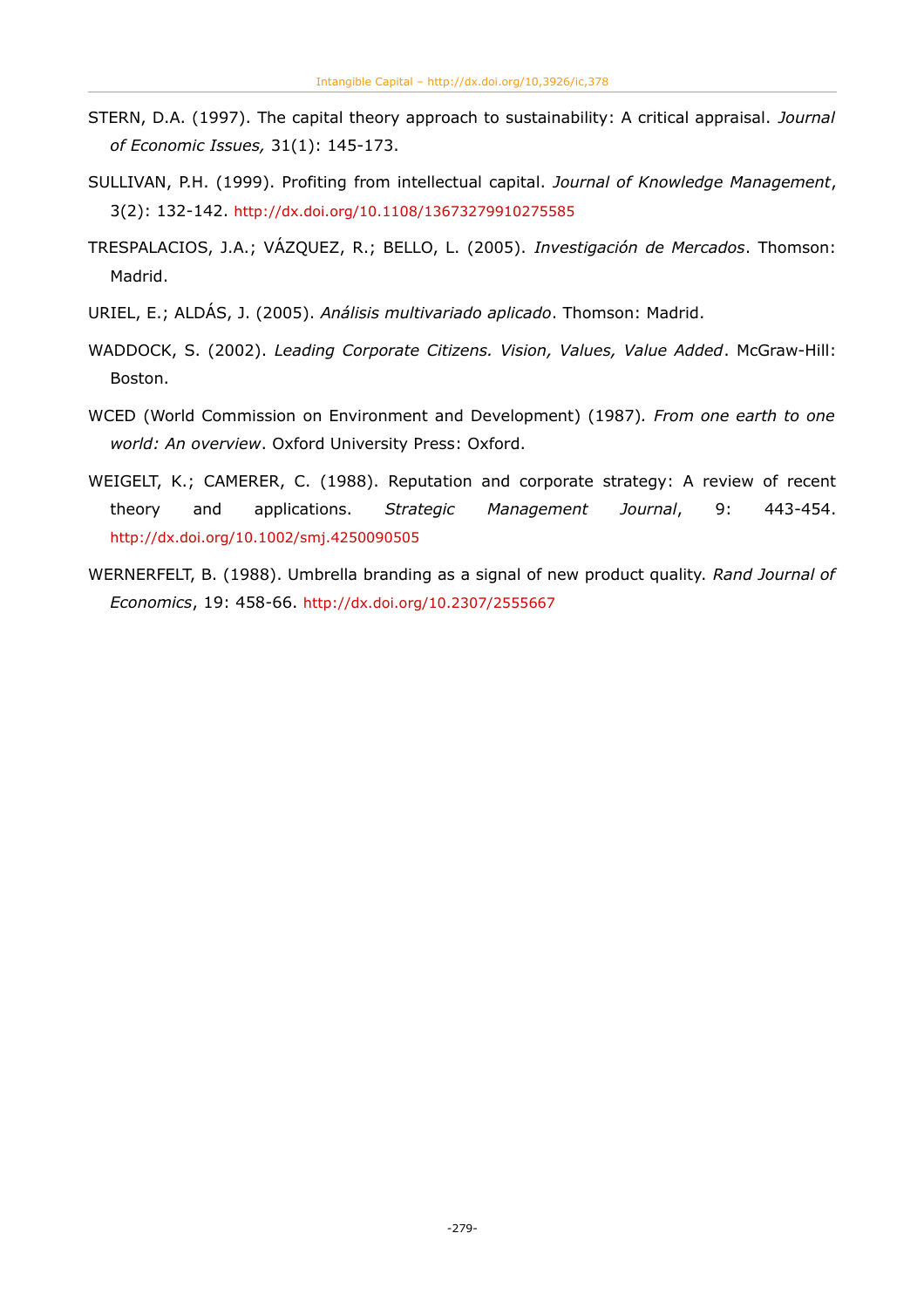STERN, D.A. (1997). The capital theory approach to sustainability: A critical appraisal. *Journal of Economic Issues,* 31(1): 145-173.

SULLIVAN, P.H. (1999). Profiting from intellectual capital. *Journal of Knowledge Management*, 3(2): 132-142. http://dx.doi.org/10.1108/13673279910275585

TRESPALACIOS, J.A.; VÁZQUEZ, R.; BELLO, L. (2005). *Investigación de Mercados*. Thomson: Madrid.

URIEL, E.; ALDÁS, J. (2005). *Análisis multivariado aplicado*. Thomson: Madrid.

WADDOCK, S. (2002). *Leading Corporate Citizens. Vision, Values, Value Added*. McGraw-Hill: Boston.

WCED (World Commission on Environment and Development) (1987). *From one earth to one world: An overview*. Oxford University Press: Oxford.

WEIGELT, K.; CAMERER, C. (1988). Reputation and corporate strategy: A review of recent theory and applications. *Strategic Management Journal*, 9: 443-454. http://dx.doi.org/10.1002/smj.4250090505

WERNERFELT, B. (1988). Umbrella branding as a signal of new product quality. *Rand Journal of Economics*, 19: 458-66. http://dx.doi.org/10.2307/2555667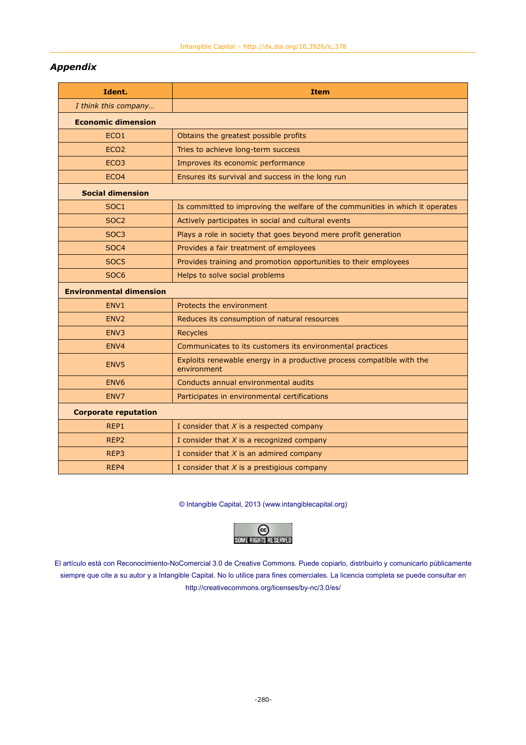## *Appendix*

| Ident. | Item |
|---|---|
| *I think this company…* | |
| **Economic dimension** | |
| ECO1 | Obtains the greatest possible profits |
| ECO2 | Tries to achieve long-term success |
| ECO3 | Improves its economic performance |
| ECO4 | Ensures its survival and success in the long run |
| **Social dimension** | |
| SOC1 | Is committed to improving the welfare of the communities in which it operates |
| SOC2 | Actively participates in social and cultural events |
| SOC3 | Plays a role in society that goes beyond mere profit generation |
| SOC4 | Provides a fair treatment of employees |
| SOC5 | Provides training and promotion opportunities to their employees |
| SOC6 | Helps to solve social problems |
| **Environmental dimension** | |
| ENV1 | Protects the environment |
| ENV2 | Reduces its consumption of natural resources |
| ENV3 | Recycles |
| ENV4 | Communicates to its customers its environmental practices |
| ENV5 | Exploits renewable energy in a productive process compatible with the environment |
| ENV6 | Conducts annual environmental audits |
| ENV7 | Participates in environmental certifications |
| **Corporate reputation** | |
| REP1 | I consider that *X* is a respected company |
| REP2 | I consider that *X* is a recognized company |
| REP3 | I consider that *X* is an admired company |
| REP4 | I consider that *X* is a prestigious company |

© Intangible Capital, 2013 (www.intangiblecapital.org)

El artículo está con Reconocimiento-NoComercial 3.0 de Creative Commons. Puede copiarlo, distribuirlo y comunicarlo públicamente siempre que cite a su autor y a Intangible Capital. No lo utilice para fines comerciales. La licencia completa se puede consultar en http://creativecommons.org/licenses/by-nc/3.0/es/